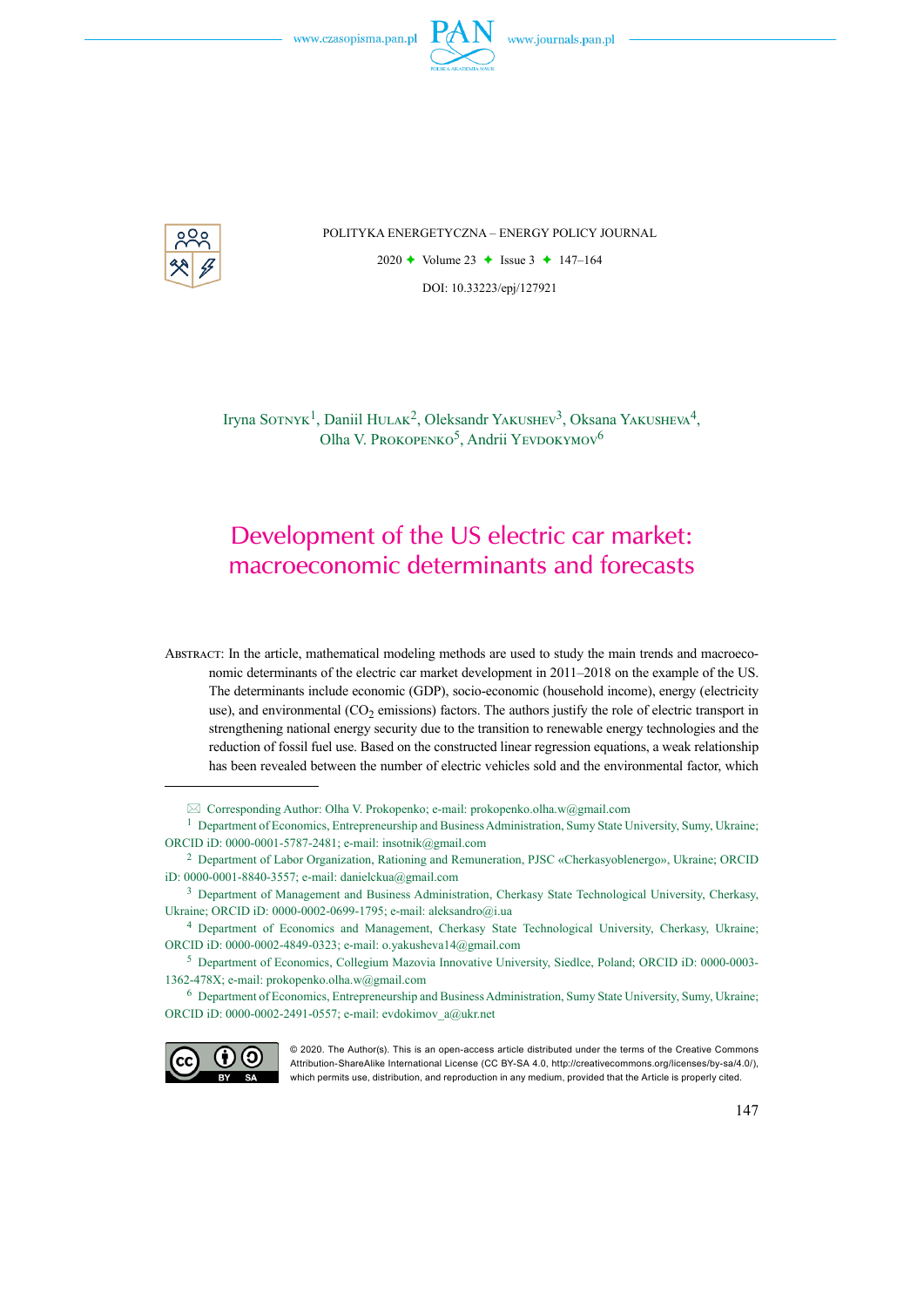POLITYKA ENERGETYCZNA – ENERGY POLICY JOURNAL

DOI: 10.33223/epj/127921

Iryna Sotnyk[1], Daniil Hulak[2], Oleksandr Yakushev[3], Oksana Yakusheva[4], Olha V. Prokopenko[5], Andrii Yevdokymov[6]

# Development of the US electric car market: macroeconomic determinants and forecasts

Abstract: In the article, mathematical modeling methods are used to study the main trends and macroeconomic determinants of the electric car market development in 2011–2018 on the example of the US. The determinants include economic (GDP), socio-economic (household income), energy (electricity use), and environmental ($CO_2$ emissions) factors. The authors justify the role of electric transport in strengthening national energy security due to the transition to renewable energy technologies and the reduction of fossil fuel use. Based on the constructed linear regression equations, a weak relationship has been revealed between the number of electric vehicles sold and the environmental factor, which

---

✉ Corresponding Author: Olha V. Prokopenko; e-mail: prokopenko.olha.w@gmail.com

[1] Department of Economics, Entrepreneurship and Business Administration, Sumy State University, Sumy, Ukraine; ORCID iD: 0000-0001-5787-2481; e-mail: insotnik@gmail.com

[2] Department of Labor Organization, Rationing and Remuneration, PJSC «Cherkasyoblenergo», Ukraine; ORCID iD: 0000-0001-8840-3557; e-mail: danielckua@gmail.com

[3] Department of Management and Business Administration, Cherkasy State Technological University, Cherkasy, Ukraine; ORCID iD: 0000-0002-0699-1795; e-mail: aleksandro@i.ua

[4] Department of Economics and Management, Cherkasy State Technological University, Cherkasy, Ukraine; ORCID iD: 0000-0002-4849-0323; e-mail: o.yakusheva14@gmail.com

[5] Department of Economics, Collegium Mazovia Innovative University, Siedlce, Poland; ORCID iD: 0000-0003-1362-478X; e-mail: prokopenko.olha.w@gmail.com

[6] Department of Economics, Entrepreneurship and Business Administration, Sumy State University, Sumy, Ukraine; ORCID iD: 0000-0002-2491-0557; e-mail: evdokimov_a@ukr.net

© 2020. The Author(s). This is an open-access article distributed under the terms of the Creative Commons Attribution-ShareAlike International License (CC BY-SA 4.0, http://creativecommons.org/licenses/by-sa/4.0/), which permits use, distribution, and reproduction in any medium, provided that the Article is properly cited.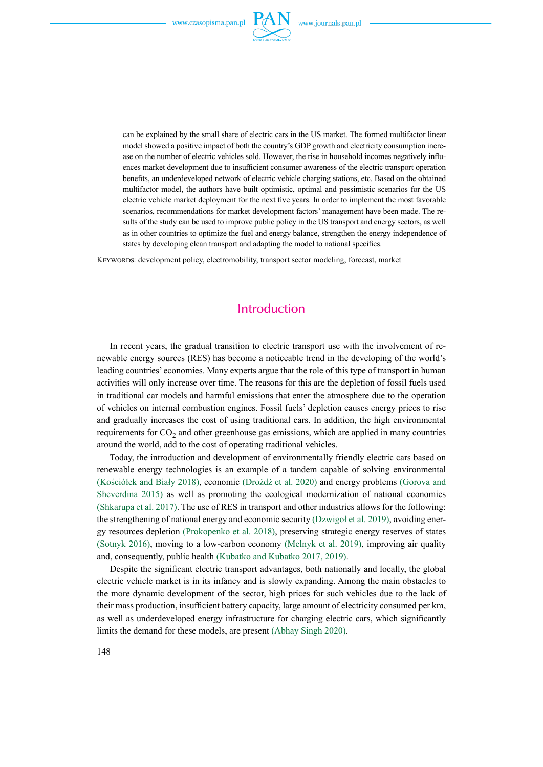can be explained by the small share of electric cars in the US market. The formed multifactor linear model showed a positive impact of both the country's GDP growth and electricity consumption increase on the number of electric vehicles sold. However, the rise in household incomes negatively influences market development due to insufficient consumer awareness of the electric transport operation benefits, an underdeveloped network of electric vehicle charging stations, etc. Based on the obtained multifactor model, the authors have built optimistic, optimal and pessimistic scenarios for the US electric vehicle market deployment for the next five years. In order to implement the most favorable scenarios, recommendations for market development factors' management have been made. The results of the study can be used to improve public policy in the US transport and energy sectors, as well as in other countries to optimize the fuel and energy balance, strengthen the energy independence of states by developing clean transport and adapting the model to national specifics.

Keywords: development policy, electromobility, transport sector modeling, forecast, market

## Introduction

In recent years, the gradual transition to electric transport use with the involvement of renewable energy sources (RES) has become a noticeable trend in the developing of the world's leading countries' economies. Many experts argue that the role of this type of transport in human activities will only increase over time. The reasons for this are the depletion of fossil fuels used in traditional car models and harmful emissions that enter the atmosphere due to the operation of vehicles on internal combustion engines. Fossil fuels' depletion causes energy prices to rise and gradually increases the cost of using traditional cars. In addition, the high environmental requirements for $CO_2$ and other greenhouse gas emissions, which are applied in many countries around the world, add to the cost of operating traditional vehicles.

Today, the introduction and development of environmentally friendly electric cars based on renewable energy technologies is an example of a tandem capable of solving environmental (Kościółek and Biały 2018), economic (Drożdż et al. 2020) and energy problems (Gorova and Sheverdina 2015) as well as promoting the ecological modernization of national economies (Shkarupa et al. 2017). The use of RES in transport and other industries allows for the following: the strengthening of national energy and economic security (Dzwigoł et al. 2019), avoiding energy resources depletion (Prokopenko et al. 2018), preserving strategic energy reserves of states (Sotnyk 2016), moving to a low-carbon economy (Melnyk et al. 2019), improving air quality and, consequently, public health (Kubatko and Kubatko 2017, 2019).

Despite the significant electric transport advantages, both nationally and locally, the global electric vehicle market is in its infancy and is slowly expanding. Among the main obstacles to the more dynamic development of the sector, high prices for such vehicles due to the lack of their mass production, insufficient battery capacity, large amount of electricity consumed per km, as well as underdeveloped energy infrastructure for charging electric cars, which significantly limits the demand for these models, are present (Abhay Singh 2020).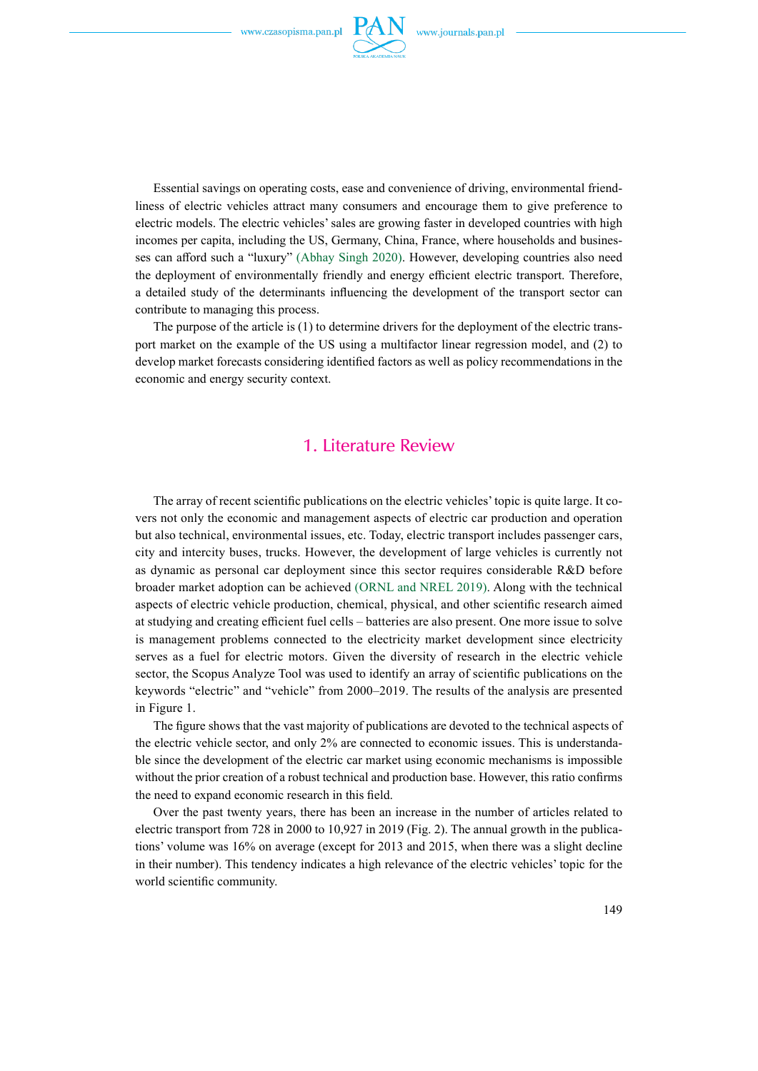Essential savings on operating costs, ease and convenience of driving, environmental friendliness of electric vehicles attract many consumers and encourage them to give preference to electric models. The electric vehicles' sales are growing faster in developed countries with high incomes per capita, including the US, Germany, China, France, where households and businesses can afford such a "luxury" (Abhay Singh 2020). However, developing countries also need the deployment of environmentally friendly and energy efficient electric transport. Therefore, a detailed study of the determinants influencing the development of the transport sector can contribute to managing this process.

The purpose of the article is (1) to determine drivers for the deployment of the electric transport market on the example of the US using a multifactor linear regression model, and (2) to develop market forecasts considering identified factors as well as policy recommendations in the economic and energy security context.

## 1. Literature Review

The array of recent scientific publications on the electric vehicles' topic is quite large. It covers not only the economic and management aspects of electric car production and operation but also technical, environmental issues, etc. Today, electric transport includes passenger cars, city and intercity buses, trucks. However, the development of large vehicles is currently not as dynamic as personal car deployment since this sector requires considerable R&D before broader market adoption can be achieved (ORNL and NREL 2019). Along with the technical aspects of electric vehicle production, chemical, physical, and other scientific research aimed at studying and creating efficient fuel cells – batteries are also present. One more issue to solve is management problems connected to the electricity market development since electricity serves as a fuel for electric motors. Given the diversity of research in the electric vehicle sector, the Scopus Analyze Tool was used to identify an array of scientific publications on the keywords "electric" and "vehicle" from 2000–2019. The results of the analysis are presented in Figure 1.

The figure shows that the vast majority of publications are devoted to the technical aspects of the electric vehicle sector, and only 2% are connected to economic issues. This is understandable since the development of the electric car market using economic mechanisms is impossible without the prior creation of a robust technical and production base. However, this ratio confirms the need to expand economic research in this field.

Over the past twenty years, there has been an increase in the number of articles related to electric transport from 728 in 2000 to 10,927 in 2019 (Fig. 2). The annual growth in the publications' volume was 16% on average (except for 2013 and 2015, when there was a slight decline in their number). This tendency indicates a high relevance of the electric vehicles' topic for the world scientific community.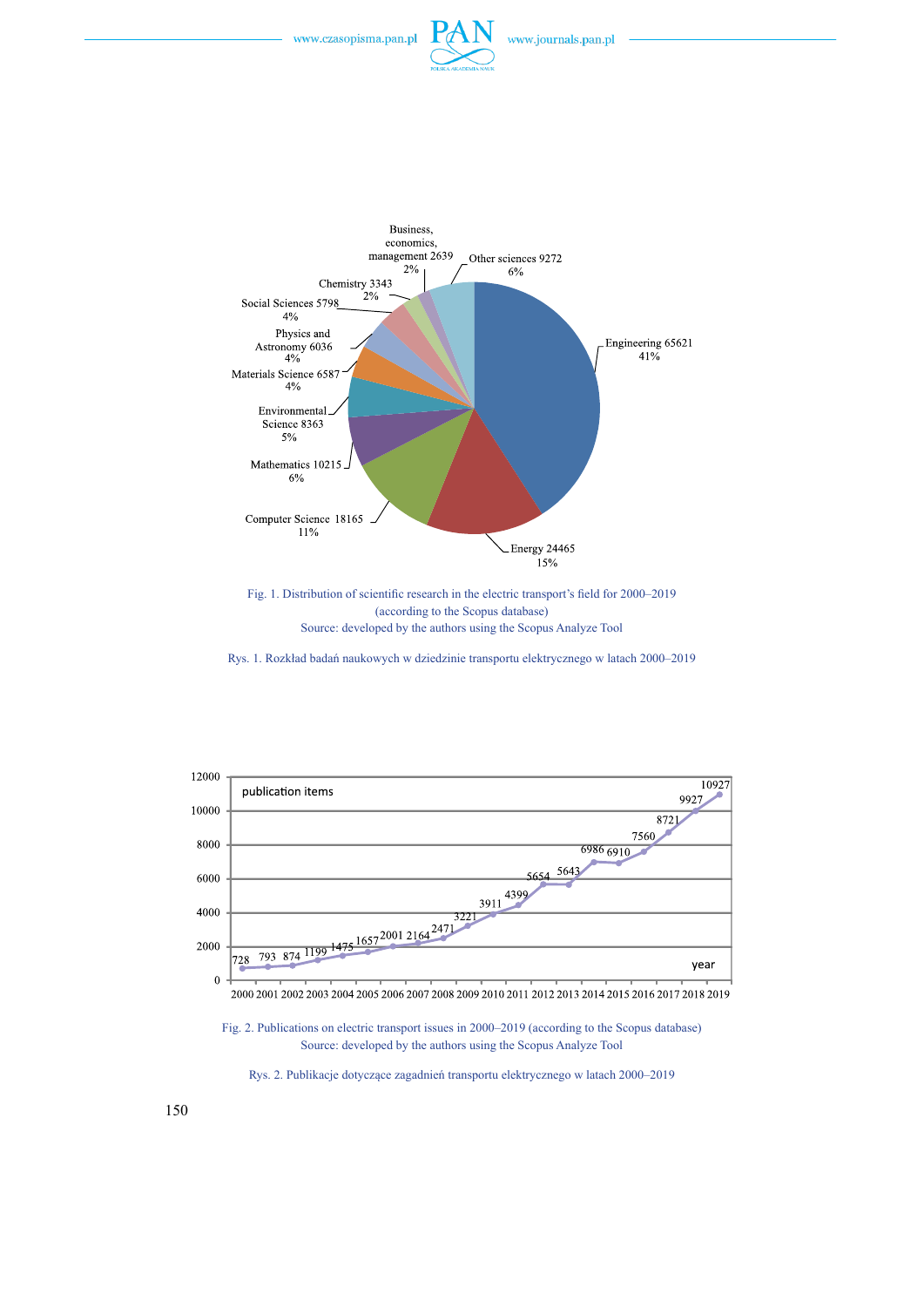Fig. 1. Distribution of scientific research in the electric transport's field for 2000–2019 (according to the Scopus database)
Source: developed by the authors using the Scopus Analyze Tool

Rys. 1. Rozkład badań naukowych w dziedzinie transportu elektrycznego w latach 2000–2019

Fig. 2. Publications on electric transport issues in 2000–2019 (according to the Scopus database)
Source: developed by the authors using the Scopus Analyze Tool

Rys. 2. Publikacje dotyczące zagadnień transportu elektrycznego w latach 2000–2019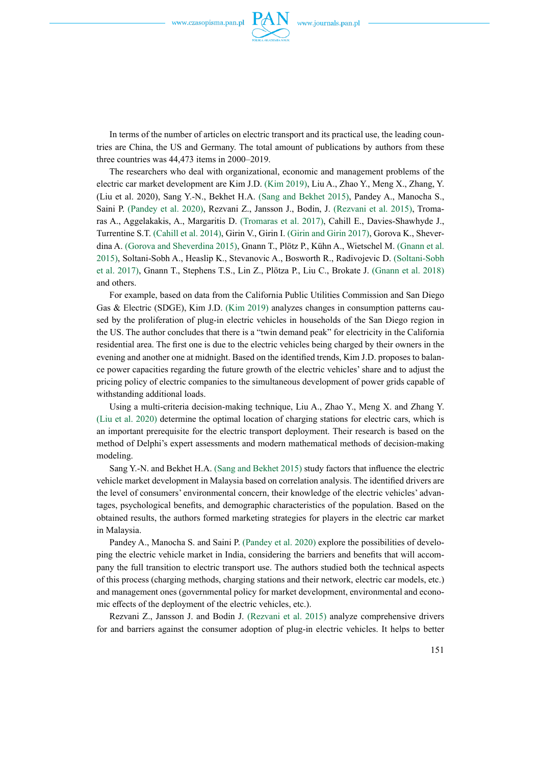In terms of the number of articles on electric transport and its practical use, the leading countries are China, the US and Germany. The total amount of publications by authors from these three countries was 44,473 items in 2000–2019.

The researchers who deal with organizational, economic and management problems of the electric car market development are Kim J.D. (Kim 2019), Liu A., Zhao Y., Meng X., Zhang, Y. (Liu et al. 2020), Sang Y.-N., Bekhet H.A. (Sang and Bekhet 2015), Pandey A., Manocha S., Saini P. (Pandey et al. 2020), Rezvani Z., Jansson J., Bodin, J. (Rezvani et al. 2015), Tromaras A., Aggelakakis, A., Margaritis D. (Tromaras et al. 2017), Cahill E., Davies-Shawhyde J., Turrentine S.T. (Cahill et al. 2014), Girin V., Girin I. (Girin and Girin 2017), Gorova K., Sheverdina A. (Gorova and Sheverdina 2015), Gnann T., Plötz P., Kühn A., Wietschel M. (Gnann et al. 2015), Soltani-Sobh A., Heaslip K., Stevanovic A., Bosworth R., Radivojevic D. (Soltani-Sobh et al. 2017), Gnann T., Stephens T.S., Lin Z., Plötza P., Liu C., Brokate J. (Gnann et al. 2018) and others.

For example, based on data from the California Public Utilities Commission and San Diego Gas & Electric (SDGE), Kim J.D. (Kim 2019) analyzes changes in consumption patterns caused by the proliferation of plug-in electric vehicles in households of the San Diego region in the US. The author concludes that there is a "twin demand peak" for electricity in the California residential area. The first one is due to the electric vehicles being charged by their owners in the evening and another one at midnight. Based on the identified trends, Kim J.D. proposes to balance power capacities regarding the future growth of the electric vehicles' share and to adjust the pricing policy of electric companies to the simultaneous development of power grids capable of withstanding additional loads.

Using a multi-criteria decision-making technique, Liu A., Zhao Y., Meng X. and Zhang Y. (Liu et al. 2020) determine the optimal location of charging stations for electric cars, which is an important prerequisite for the electric transport deployment. Their research is based on the method of Delphi's expert assessments and modern mathematical methods of decision-making modeling.

Sang Y.-N. and Bekhet H.A. (Sang and Bekhet 2015) study factors that influence the electric vehicle market development in Malaysia based on correlation analysis. The identified drivers are the level of consumers' environmental concern, their knowledge of the electric vehicles' advantages, psychological benefits, and demographic characteristics of the population. Based on the obtained results, the authors formed marketing strategies for players in the electric car market in Malaysia.

Pandey A., Manocha S. and Saini P. (Pandey et al. 2020) explore the possibilities of developing the electric vehicle market in India, considering the barriers and benefits that will accompany the full transition to electric transport use. The authors studied both the technical aspects of this process (charging methods, charging stations and their network, electric car models, etc.) and management ones (governmental policy for market development, environmental and economic effects of the deployment of the electric vehicles, etc.).

Rezvani Z., Jansson J. and Bodin J. (Rezvani et al. 2015) analyze comprehensive drivers for and barriers against the consumer adoption of plug-in electric vehicles. It helps to better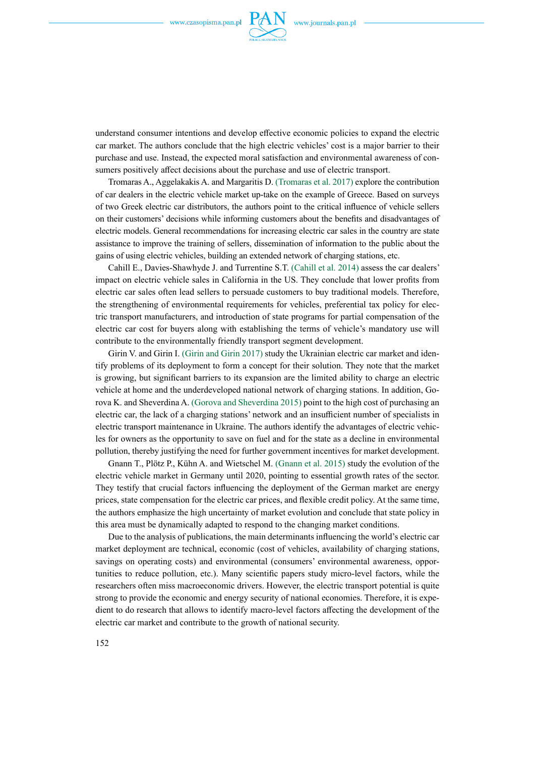understand consumer intentions and develop effective economic policies to expand the electric car market. The authors conclude that the high electric vehicles' cost is a major barrier to their purchase and use. Instead, the expected moral satisfaction and environmental awareness of consumers positively affect decisions about the purchase and use of electric transport.

Tromaras A., Aggelakakis A. and Margaritis D. (Tromaras et al. 2017) explore the contribution of car dealers in the electric vehicle market up-take on the example of Greece. Based on surveys of two Greek electric car distributors, the authors point to the critical influence of vehicle sellers on their customers' decisions while informing customers about the benefits and disadvantages of electric models. General recommendations for increasing electric car sales in the country are state assistance to improve the training of sellers, dissemination of information to the public about the gains of using electric vehicles, building an extended network of charging stations, etc.

Cahill E., Davies-Shawhyde J. and Turrentine S.T. (Cahill et al. 2014) assess the car dealers' impact on electric vehicle sales in California in the US. They conclude that lower profits from electric car sales often lead sellers to persuade customers to buy traditional models. Therefore, the strengthening of environmental requirements for vehicles, preferential tax policy for electric transport manufacturers, and introduction of state programs for partial compensation of the electric car cost for buyers along with establishing the terms of vehicle's mandatory use will contribute to the environmentally friendly transport segment development.

Girin V. and Girin I. (Girin and Girin 2017) study the Ukrainian electric car market and identify problems of its deployment to form a concept for their solution. They note that the market is growing, but significant barriers to its expansion are the limited ability to charge an electric vehicle at home and the underdeveloped national network of charging stations. In addition, Gorova K. and Sheverdina A. (Gorova and Sheverdina 2015) point to the high cost of purchasing an electric car, the lack of a charging stations' network and an insufficient number of specialists in electric transport maintenance in Ukraine. The authors identify the advantages of electric vehicles for owners as the opportunity to save on fuel and for the state as a decline in environmental pollution, thereby justifying the need for further government incentives for market development.

Gnann T., Plötz P., Kühn A. and Wietschel M. (Gnann et al. 2015) study the evolution of the electric vehicle market in Germany until 2020, pointing to essential growth rates of the sector. They testify that crucial factors influencing the deployment of the German market are energy prices, state compensation for the electric car prices, and flexible credit policy. At the same time, the authors emphasize the high uncertainty of market evolution and conclude that state policy in this area must be dynamically adapted to respond to the changing market conditions.

Due to the analysis of publications, the main determinants influencing the world's electric car market deployment are technical, economic (cost of vehicles, availability of charging stations, savings on operating costs) and environmental (consumers' environmental awareness, opportunities to reduce pollution, etc.). Many scientific papers study micro-level factors, while the researchers often miss macroeconomic drivers. However, the electric transport potential is quite strong to provide the economic and energy security of national economies. Therefore, it is expedient to do research that allows to identify macro-level factors affecting the development of the electric car market and contribute to the growth of national security.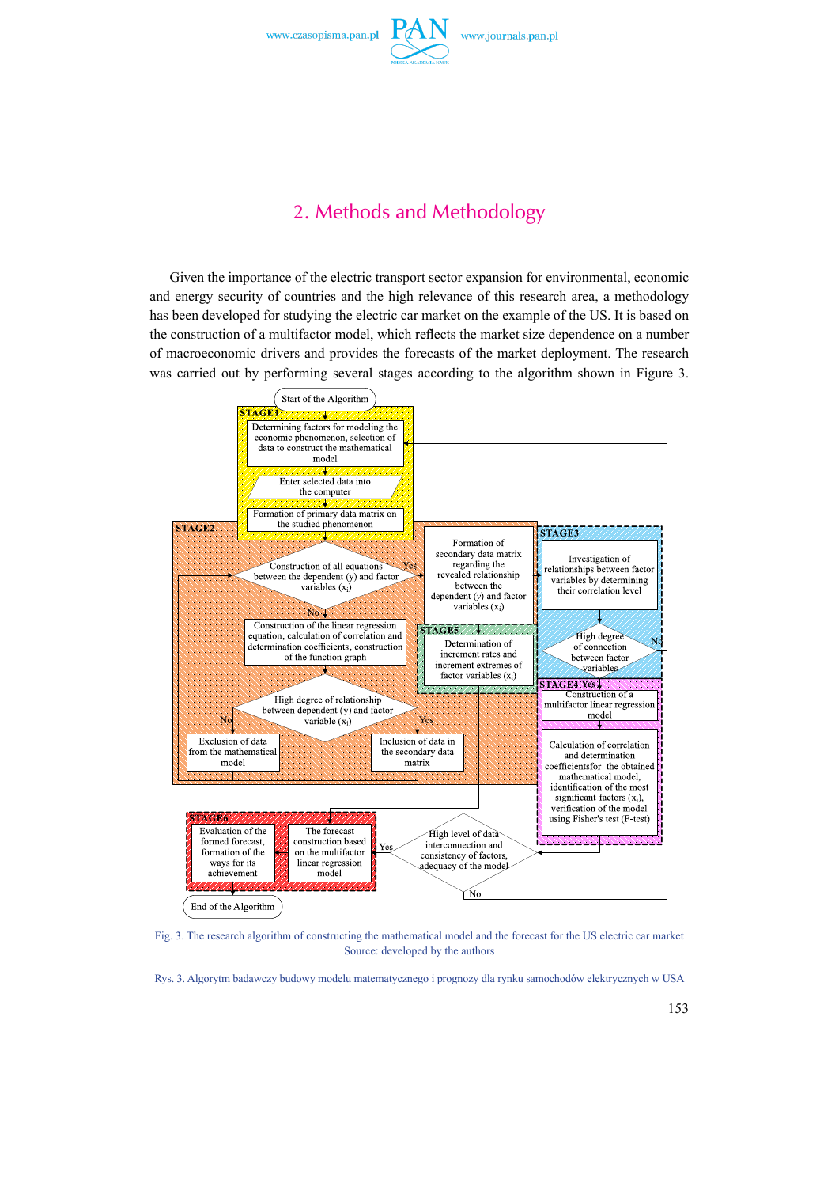## 2. Methods and Methodology

Given the importance of the electric transport sector expansion for environmental, economic and energy security of countries and the high relevance of this research area, a methodology has been developed for studying the electric car market on the example of the US. It is based on the construction of a multifactor model, which reflects the market size dependence on a number of macroeconomic drivers and provides the forecasts of the market deployment. The research was carried out by performing several stages according to the algorithm shown in Figure 3.

Fig. 3. The research algorithm of constructing the mathematical model and the forecast for the US electric car market
Source: developed by the authors

Rys. 3. Algorytm badawczy budowy modelu matematycznego i prognozy dla rynku samochodów elektrycznych w USA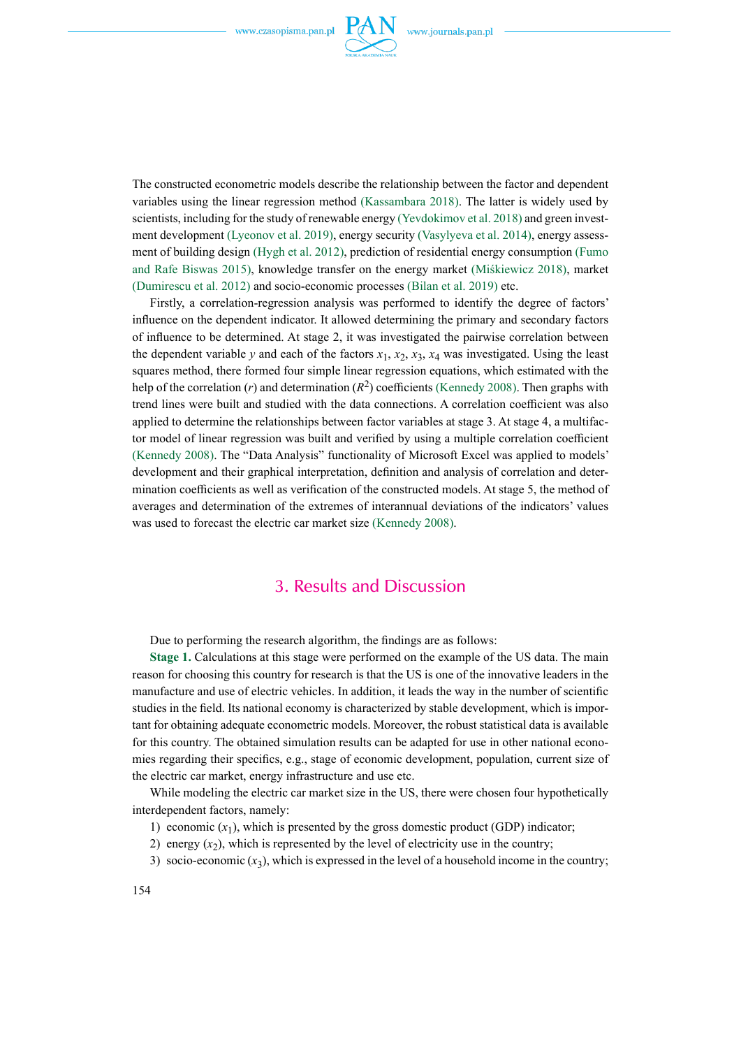The constructed econometric models describe the relationship between the factor and dependent variables using the linear regression method (Kassambara 2018). The latter is widely used by scientists, including for the study of renewable energy (Yevdokimov et al. 2018) and green investment development (Lyeonov et al. 2019), energy security (Vasylyeva et al. 2014), energy assessment of building design (Hygh et al. 2012), prediction of residential energy consumption (Fumo and Rafe Biswas 2015), knowledge transfer on the energy market (Miśkiewicz 2018), market (Dumirescu et al. 2012) and socio-economic processes (Bilan et al. 2019) etc.

Firstly, a correlation-regression analysis was performed to identify the degree of factors' influence on the dependent indicator. It allowed determining the primary and secondary factors of influence to be determined. At stage 2, it was investigated the pairwise correlation between the dependent variable $y$ and each of the factors $x_1$, $x_2$, $x_3$, $x_4$ was investigated. Using the least squares method, there formed four simple linear regression equations, which estimated with the help of the correlation ($r$) and determination ($R^2$) coefficients (Kennedy 2008). Then graphs with trend lines were built and studied with the data connections. A correlation coefficient was also applied to determine the relationships between factor variables at stage 3. At stage 4, a multifactor model of linear regression was built and verified by using a multiple correlation coefficient (Kennedy 2008). The "Data Analysis" functionality of Microsoft Excel was applied to models' development and their graphical interpretation, definition and analysis of correlation and determination coefficients as well as verification of the constructed models. At stage 5, the method of averages and determination of the extremes of interannual deviations of the indicators' values was used to forecast the electric car market size (Kennedy 2008).

## 3. Results and Discussion

Due to performing the research algorithm, the findings are as follows:

**Stage 1.** Calculations at this stage were performed on the example of the US data. The main reason for choosing this country for research is that the US is one of the innovative leaders in the manufacture and use of electric vehicles. In addition, it leads the way in the number of scientific studies in the field. Its national economy is characterized by stable development, which is important for obtaining adequate econometric models. Moreover, the robust statistical data is available for this country. The obtained simulation results can be adapted for use in other national economies regarding their specifics, e.g., stage of economic development, population, current size of the electric car market, energy infrastructure and use etc.

While modeling the electric car market size in the US, there were chosen four hypothetically interdependent factors, namely:

1) economic ($x_1$), which is presented by the gross domestic product (GDP) indicator;
2) energy ($x_2$), which is represented by the level of electricity use in the country;
3) socio-economic ($x_3$), which is expressed in the level of a household income in the country;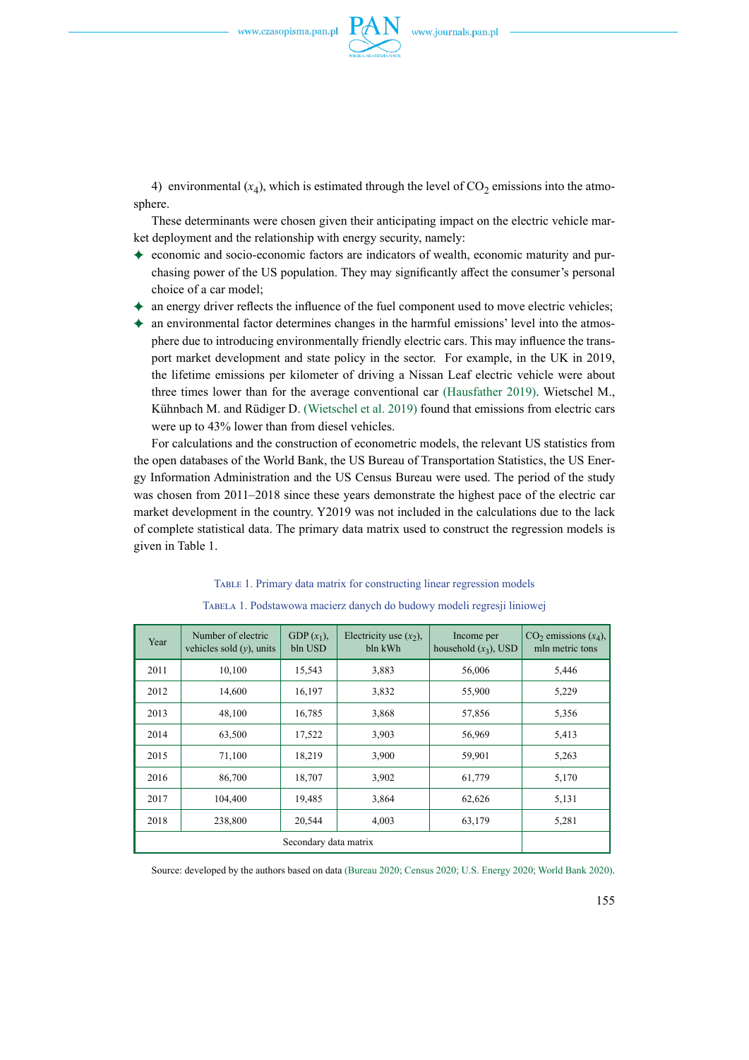4) environmental ($x_4$), which is estimated through the level of $CO_2$ emissions into the atmosphere.

These determinants were chosen given their anticipating impact on the electric vehicle market deployment and the relationship with energy security, namely:

- economic and socio-economic factors are indicators of wealth, economic maturity and purchasing power of the US population. They may significantly affect the consumer's personal choice of a car model;
- an energy driver reflects the influence of the fuel component used to move electric vehicles;
- an environmental factor determines changes in the harmful emissions' level into the atmosphere due to introducing environmentally friendly electric cars. This may influence the transport market development and state policy in the sector. For example, in the UK in 2019, the lifetime emissions per kilometer of driving a Nissan Leaf electric vehicle were about three times lower than for the average conventional car (Hausfather 2019). Wietschel M., Kühnbach M. and Rüdiger D. (Wietschel et al. 2019) found that emissions from electric cars were up to 43% lower than from diesel vehicles.

For calculations and the construction of econometric models, the relevant US statistics from the open databases of the World Bank, the US Bureau of Transportation Statistics, the US Energy Information Administration and the US Census Bureau were used. The period of the study was chosen from 2011–2018 since these years demonstrate the highest pace of the electric car market development in the country. Y2019 was not included in the calculations due to the lack of complete statistical data. The primary data matrix used to construct the regression models is given in Table 1.

Table 1. Primary data matrix for constructing linear regression models

Tabela 1. Podstawowa macierz danych do budowy modeli regresji liniowej

| Year | Number of electric vehicles sold ($y$), units | GDP ($x_1$), bln USD | Electricity use ($x_2$), bln kWh | Income per household ($x_3$), USD | $CO_2$ emissions ($x_4$), mln metric tons |
|---|---|---|---|---|---|
| 2011 | 10,100 | 15,543 | 3,883 | 56,006 | 5,446 |
| 2012 | 14,600 | 16,197 | 3,832 | 55,900 | 5,229 |
| 2013 | 48,100 | 16,785 | 3,868 | 57,856 | 5,356 |
| 2014 | 63,500 | 17,522 | 3,903 | 56,969 | 5,413 |
| 2015 | 71,100 | 18,219 | 3,900 | 59,901 | 5,263 |
| 2016 | 86,700 | 18,707 | 3,902 | 61,779 | 5,170 |
| 2017 | 104,400 | 19,485 | 3,864 | 62,626 | 5,131 |
| 2018 | 238,800 | 20,544 | 4,003 | 63,179 | 5,281 |
| Secondary data matrix | | | | | |

Source: developed by the authors based on data (Bureau 2020; Census 2020; U.S. Energy 2020; World Bank 2020).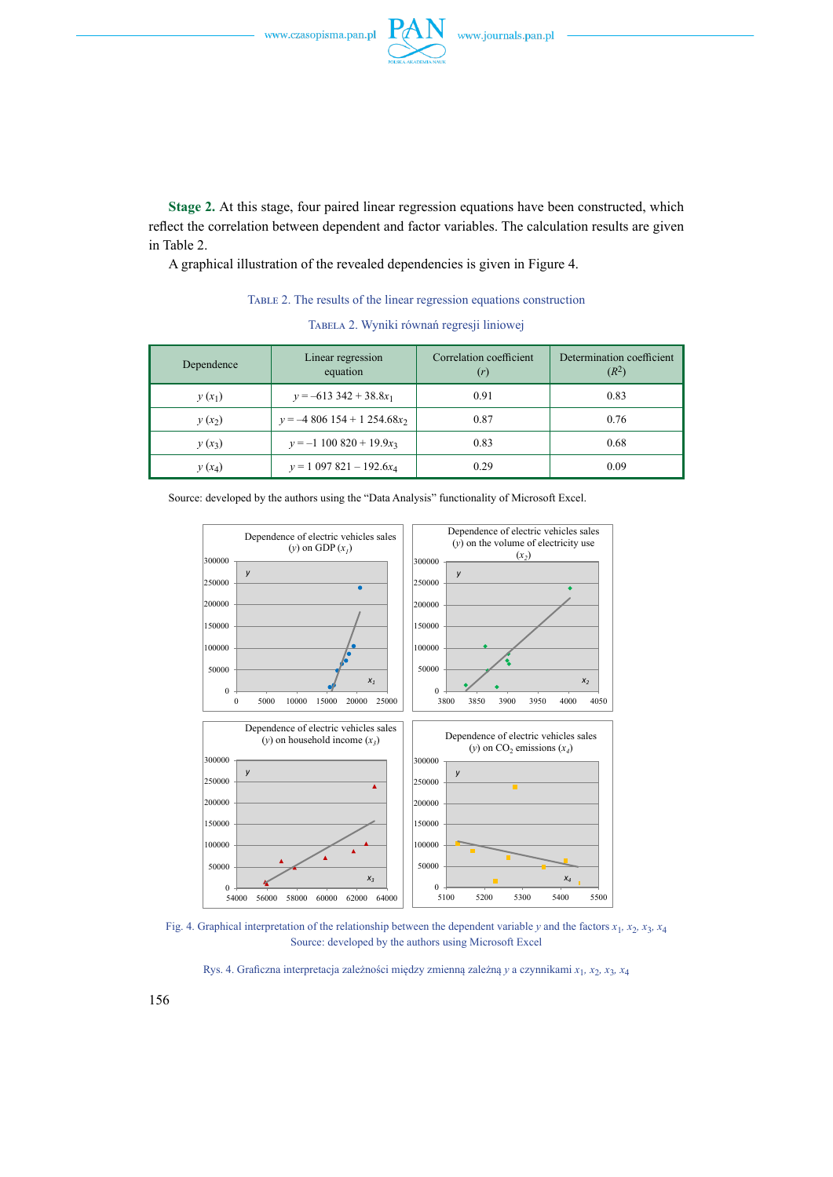**Stage 2.** At this stage, four paired linear regression equations have been constructed, which reflect the correlation between dependent and factor variables. The calculation results are given in Table 2.

A graphical illustration of the revealed dependencies is given in Figure 4.

TABLE 2. The results of the linear regression equations construction

TABELA 2. Wyniki równań regresji liniowej

| Dependence | Linear regression equation | Correlation coefficient ($r$) | Determination coefficient ($R^2$) |
|---|---|---|---|
| $y$ ($x_1$) | $y$ = –613 342 + 38.8$x_1$ | 0.91 | 0.83 |
| $y$ ($x_2$) | $y$ = –4 806 154 + 1 254.68$x_2$ | 0.87 | 0.76 |
| $y$ ($x_3$) | $y$ = –1 100 820 + 19.9$x_3$ | 0.83 | 0.68 |
| $y$ ($x_4$) | $y$ = 1 097 821 – 192.6$x_4$ | 0.29 | 0.09 |

Source: developed by the authors using the "Data Analysis" functionality of Microsoft Excel.

Fig. 4. Graphical interpretation of the relationship between the dependent variable $y$ and the factors $x_1$, $x_2$, $x_3$, $x_4$

Source: developed by the authors using Microsoft Excel

Rys. 4. Graficzna interpretacja zależności między zmienną zależną $y$ a czynnikami $x_1$, $x_2$, $x_3$, $x_4$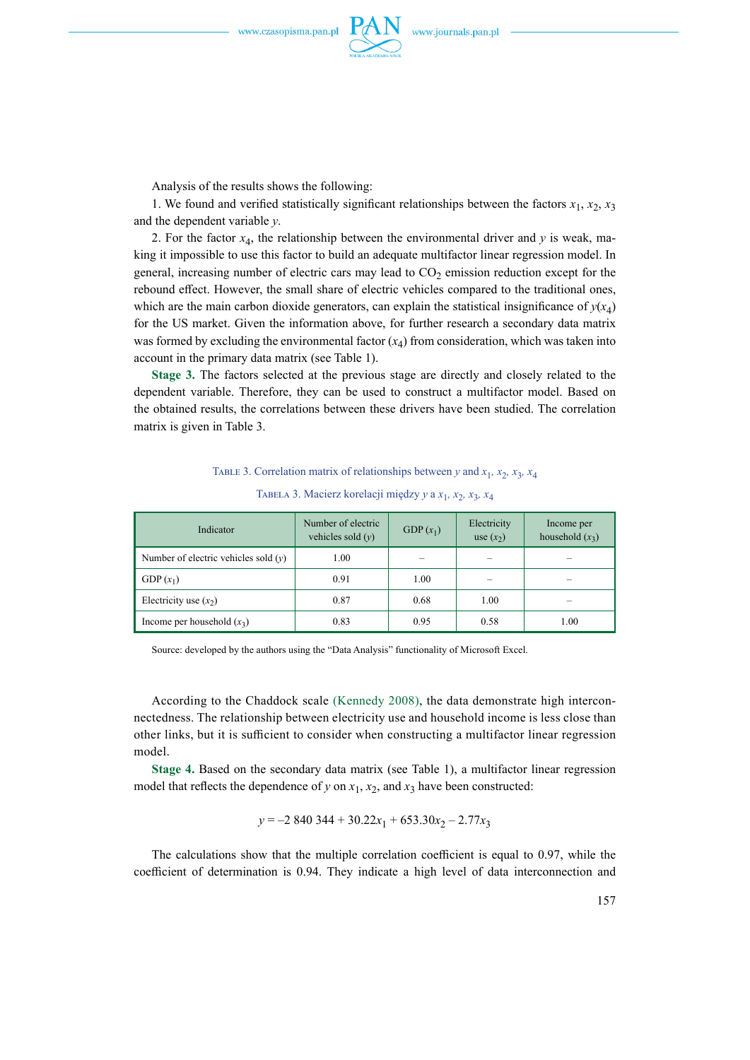Analysis of the results shows the following:

1. We found and verified statistically significant relationships between the factors $x_1$, $x_2$, $x_3$ and the dependent variable $y$.

2. For the factor $x_4$, the relationship between the environmental driver and $y$ is weak, making it impossible to use this factor to build an adequate multifactor linear regression model. In general, increasing number of electric cars may lead to $CO_2$ emission reduction except for the rebound effect. However, the small share of electric vehicles compared to the traditional ones, which are the main carbon dioxide generators, can explain the statistical insignificance of $y(x_4)$ for the US market. Given the information above, for further research a secondary data matrix was formed by excluding the environmental factor ($x_4$) from consideration, which was taken into account in the primary data matrix (see Table 1).

**Stage 3.** The factors selected at the previous stage are directly and closely related to the dependent variable. Therefore, they can be used to construct a multifactor model. Based on the obtained results, the correlations between these drivers have been studied. The correlation matrix is given in Table 3.

Table 3. Correlation matrix of relationships between $y$ and $x_1$, $x_2$, $x_3$, $x_4$

Tabela 3. Macierz korelacji między $y$ a $x_1$, $x_2$, $x_3$, $x_4$

| Indicator | Number of electric vehicles sold ($y$) | GDP ($x_1$) | Electricity use ($x_2$) | Income per household ($x_3$) |
|---|---|---|---|---|
| Number of electric vehicles sold ($y$) | 1.00 | – | – | – |
| GDP ($x_1$) | 0.91 | 1.00 | – | – |
| Electricity use ($x_2$) | 0.87 | 0.68 | 1.00 | – |
| Income per household ($x_3$) | 0.83 | 0.95 | 0.58 | 1.00 |

Source: developed by the authors using the "Data Analysis" functionality of Microsoft Excel.

According to the Chaddock scale (Kennedy 2008), the data demonstrate high interconnectedness. The relationship between electricity use and household income is less close than other links, but it is sufficient to consider when constructing a multifactor linear regression model.

**Stage 4.** Based on the secondary data matrix (see Table 1), a multifactor linear regression model that reflects the dependence of $y$ on $x_1$, $x_2$, and $x_3$ have been constructed:

$$y = -2\,840\,344 + 30.22x_1 + 653.30x_2 - 2.77x_3$$

The calculations show that the multiple correlation coefficient is equal to 0.97, while the coefficient of determination is 0.94. They indicate a high level of data interconnection and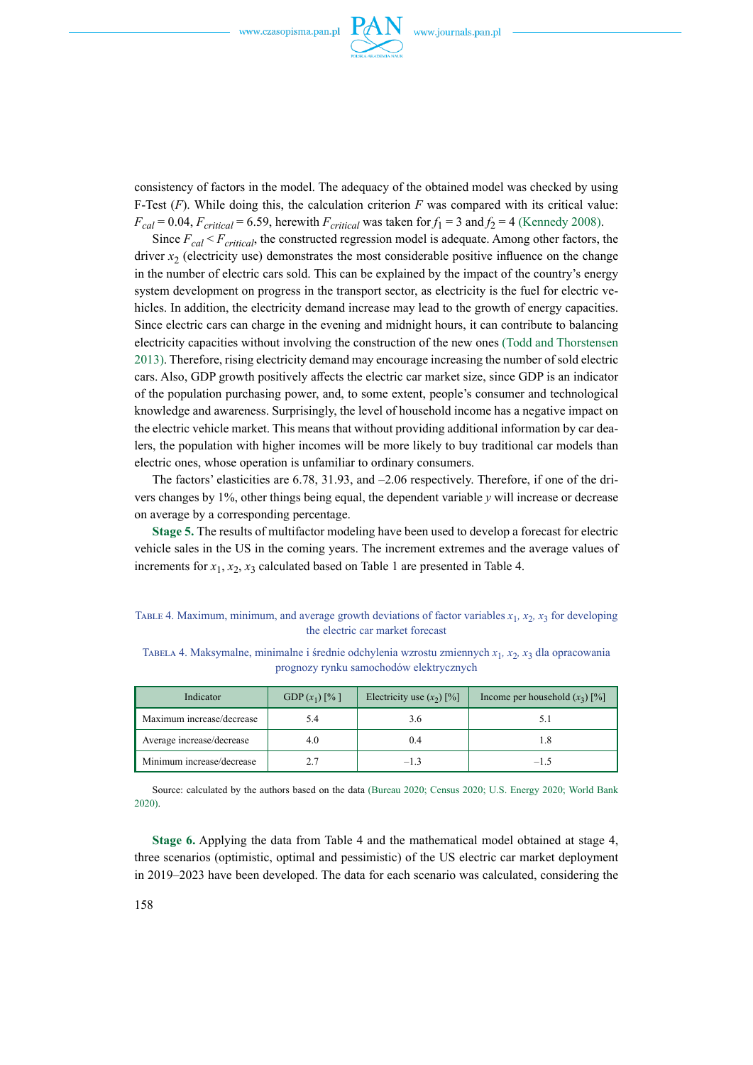consistency of factors in the model. The adequacy of the obtained model was checked by using F-Test ($F$). While doing this, the calculation criterion $F$ was compared with its critical value: $F_{cal} = 0.04$, $F_{critical} = 6.59$, herewith $F_{critical}$ was taken for $f_1 = 3$ and $f_2 = 4$ (Kennedy 2008).

Since $F_{cal} < F_{critical}$, the constructed regression model is adequate. Among other factors, the driver $x_2$ (electricity use) demonstrates the most considerable positive influence on the change in the number of electric cars sold. This can be explained by the impact of the country's energy system development on progress in the transport sector, as electricity is the fuel for electric vehicles. In addition, the electricity demand increase may lead to the growth of energy capacities. Since electric cars can charge in the evening and midnight hours, it can contribute to balancing electricity capacities without involving the construction of the new ones (Todd and Thorstensen 2013). Therefore, rising electricity demand may encourage increasing the number of sold electric cars. Also, GDP growth positively affects the electric car market size, since GDP is an indicator of the population purchasing power, and, to some extent, people's consumer and technological knowledge and awareness. Surprisingly, the level of household income has a negative impact on the electric vehicle market. This means that without providing additional information by car dealers, the population with higher incomes will be more likely to buy traditional car models than electric ones, whose operation is unfamiliar to ordinary consumers.

The factors' elasticities are 6.78, 31.93, and –2.06 respectively. Therefore, if one of the drivers changes by 1%, other things being equal, the dependent variable $y$ will increase or decrease on average by a corresponding percentage.

**Stage 5.** The results of multifactor modeling have been used to develop a forecast for electric vehicle sales in the US in the coming years. The increment extremes and the average values of increments for $x_1$, $x_2$, $x_3$ calculated based on Table 1 are presented in Table 4.

Table 4. Maximum, minimum, and average growth deviations of factor variables $x_1$, $x_2$, $x_3$ for developing the electric car market forecast

Tabela 4. Maksymalne, minimalne i średnie odchylenia wzrostu zmiennych $x_1$, $x_2$, $x_3$ dla opracowania prognozy rynku samochodów elektrycznych

| Indicator | GDP ($x_1$) [%] | Electricity use ($x_2$) [%] | Income per household ($x_3$) [%] |
|---|---|---|---|
| Maximum increase/decrease | 5.4 | 3.6 | 5.1 |
| Average increase/decrease | 4.0 | 0.4 | 1.8 |
| Minimum increase/decrease | 2.7 | –1.3 | –1.5 |

Source: calculated by the authors based on the data (Bureau 2020; Census 2020; U.S. Energy 2020; World Bank 2020).

**Stage 6.** Applying the data from Table 4 and the mathematical model obtained at stage 4, three scenarios (optimistic, optimal and pessimistic) of the US electric car market deployment in 2019–2023 have been developed. The data for each scenario was calculated, considering the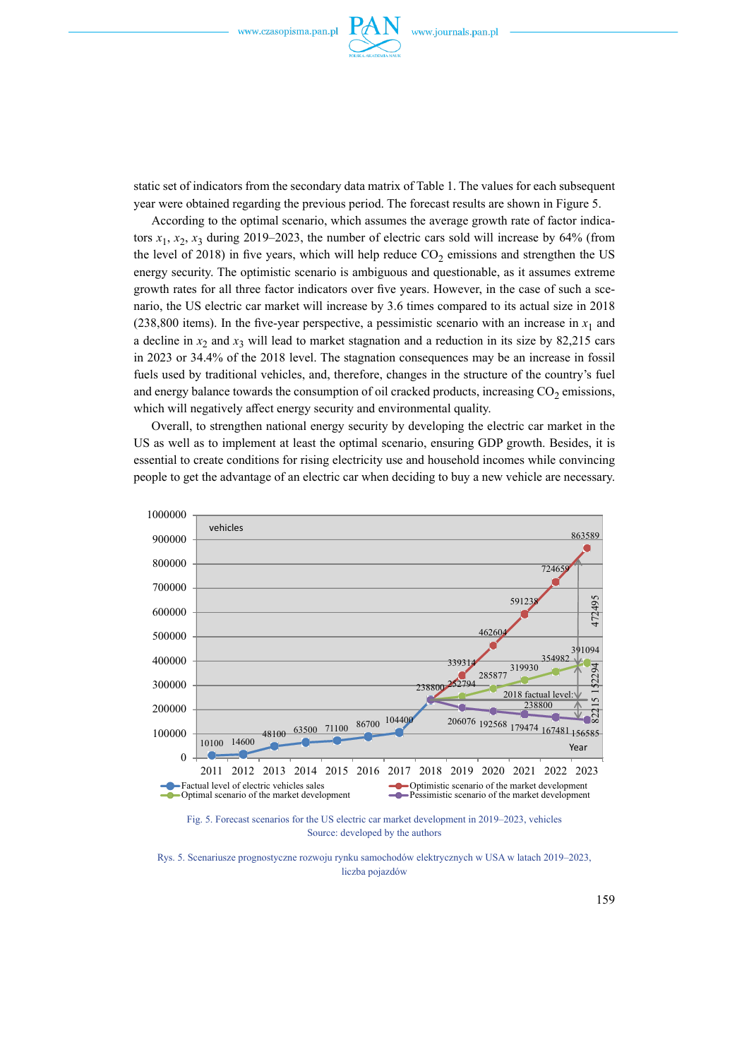static set of indicators from the secondary data matrix of Table 1. The values for each subsequent year were obtained regarding the previous period. The forecast results are shown in Figure 5.

According to the optimal scenario, which assumes the average growth rate of factor indicators $x_1$, $x_2$, $x_3$ during 2019–2023, the number of electric cars sold will increase by 64% (from the level of 2018) in five years, which will help reduce $CO_2$ emissions and strengthen the US energy security. The optimistic scenario is ambiguous and questionable, as it assumes extreme growth rates for all three factor indicators over five years. However, in the case of such a scenario, the US electric car market will increase by 3.6 times compared to its actual size in 2018 (238,800 items). In the five-year perspective, a pessimistic scenario with an increase in $x_1$ and a decline in $x_2$ and $x_3$ will lead to market stagnation and a reduction in its size by 82,215 cars in 2023 or 34.4% of the 2018 level. The stagnation consequences may be an increase in fossil fuels used by traditional vehicles, and, therefore, changes in the structure of the country's fuel and energy balance towards the consumption of oil cracked products, increasing $CO_2$ emissions, which will negatively affect energy security and environmental quality.

Overall, to strengthen national energy security by developing the electric car market in the US as well as to implement at least the optimal scenario, ensuring GDP growth. Besides, it is essential to create conditions for rising electricity use and household incomes while convincing people to get the advantage of an electric car when deciding to buy a new vehicle are necessary.

Fig. 5. Forecast scenarios for the US electric car market development in 2019–2023, vehicles
Source: developed by the authors

Rys. 5. Scenariusze prognostyczne rozwoju rynku samochodów elektrycznych w USA w latach 2019–2023, liczba pojazdów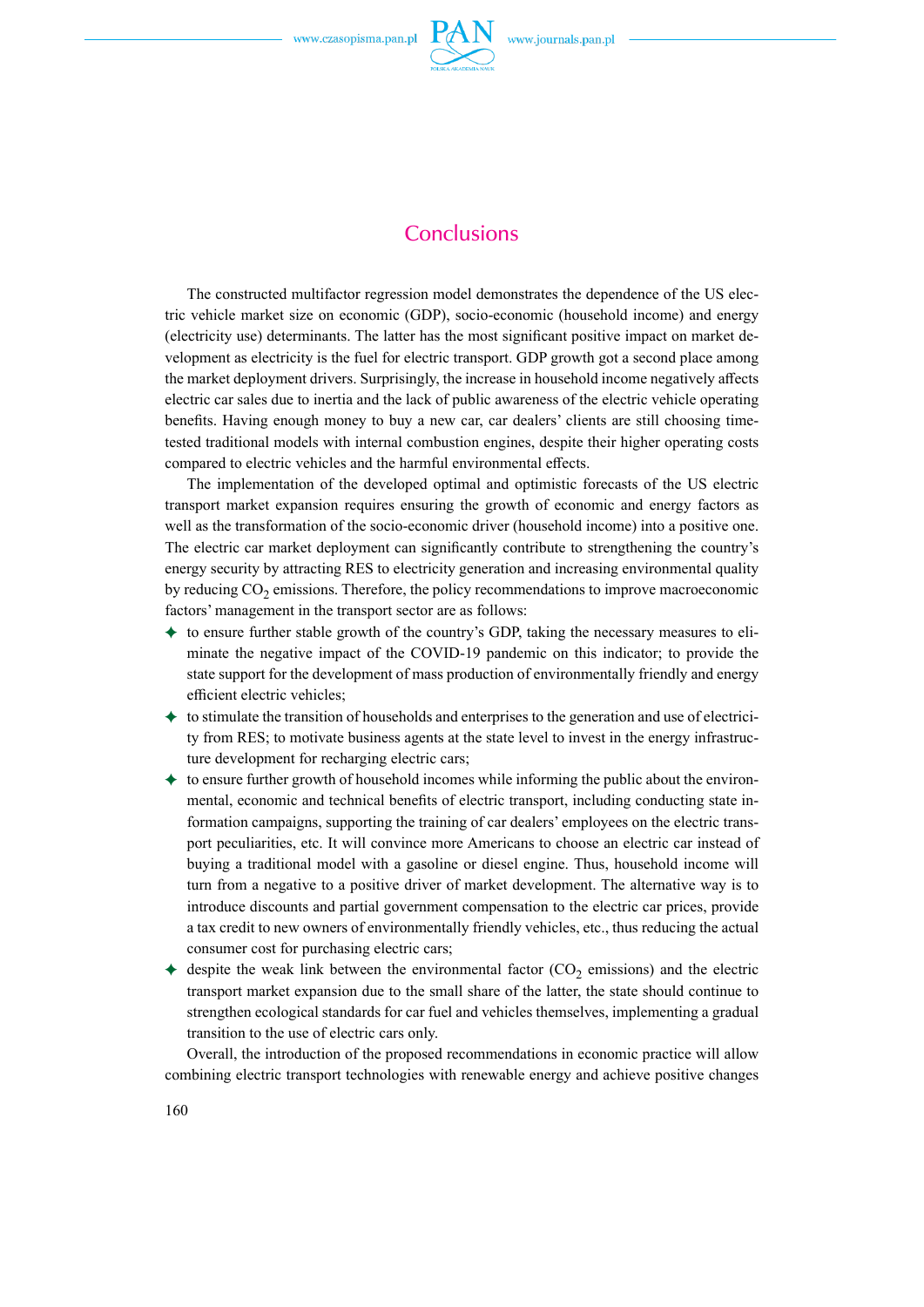# Conclusions

The constructed multifactor regression model demonstrates the dependence of the US electric vehicle market size on economic (GDP), socio-economic (household income) and energy (electricity use) determinants. The latter has the most significant positive impact on market development as electricity is the fuel for electric transport. GDP growth got a second place among the market deployment drivers. Surprisingly, the increase in household income negatively affects electric car sales due to inertia and the lack of public awareness of the electric vehicle operating benefits. Having enough money to buy a new car, car dealers' clients are still choosing time-tested traditional models with internal combustion engines, despite their higher operating costs compared to electric vehicles and the harmful environmental effects.

The implementation of the developed optimal and optimistic forecasts of the US electric transport market expansion requires ensuring the growth of economic and energy factors as well as the transformation of the socio-economic driver (household income) into a positive one. The electric car market deployment can significantly contribute to strengthening the country's energy security by attracting RES to electricity generation and increasing environmental quality by reducing $CO_2$ emissions. Therefore, the policy recommendations to improve macroeconomic factors' management in the transport sector are as follows:

- to ensure further stable growth of the country's GDP, taking the necessary measures to eliminate the negative impact of the COVID-19 pandemic on this indicator; to provide the state support for the development of mass production of environmentally friendly and energy efficient electric vehicles;
- to stimulate the transition of households and enterprises to the generation and use of electricity from RES; to motivate business agents at the state level to invest in the energy infrastructure development for recharging electric cars;
- to ensure further growth of household incomes while informing the public about the environmental, economic and technical benefits of electric transport, including conducting state information campaigns, supporting the training of car dealers' employees on the electric transport peculiarities, etc. It will convince more Americans to choose an electric car instead of buying a traditional model with a gasoline or diesel engine. Thus, household income will turn from a negative to a positive driver of market development. The alternative way is to introduce discounts and partial government compensation to the electric car prices, provide a tax credit to new owners of environmentally friendly vehicles, etc., thus reducing the actual consumer cost for purchasing electric cars;
- despite the weak link between the environmental factor ($CO_2$ emissions) and the electric transport market expansion due to the small share of the latter, the state should continue to strengthen ecological standards for car fuel and vehicles themselves, implementing a gradual transition to the use of electric cars only.

Overall, the introduction of the proposed recommendations in economic practice will allow combining electric transport technologies with renewable energy and achieve positive changes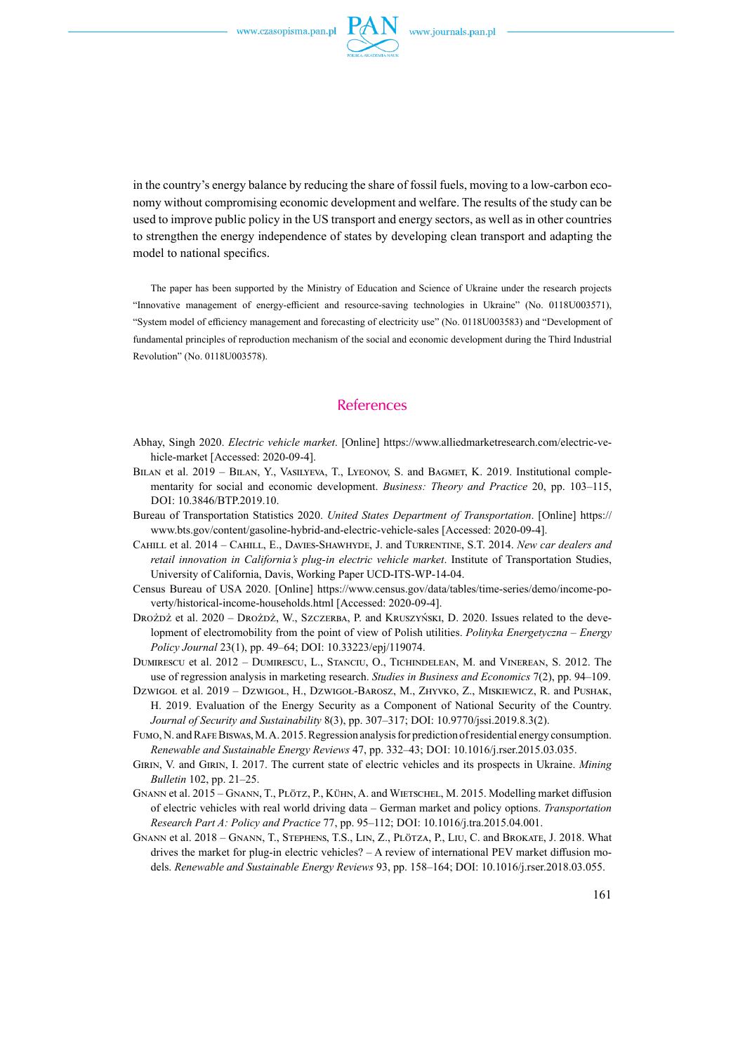in the country's energy balance by reducing the share of fossil fuels, moving to a low-carbon economy without compromising economic development and welfare. The results of the study can be used to improve public policy in the US transport and energy sectors, as well as in other countries to strengthen the energy independence of states by developing clean transport and adapting the model to national specifics.

The paper has been supported by the Ministry of Education and Science of Ukraine under the research projects "Innovative management of energy-efficient and resource-saving technologies in Ukraine" (No. 0118U003571), "System model of efficiency management and forecasting of electricity use" (No. 0118U003583) and "Development of fundamental principles of reproduction mechanism of the social and economic development during the Third Industrial Revolution" (No. 0118U003578).

## References

Abhay, Singh 2020. *Electric vehicle market*. [Online] https://www.alliedmarketresearch.com/electric-vehicle-market [Accessed: 2020-09-4].

Bilan et al. 2019 – Bilan, Y., Vasilyeva, T., Lyeonov, S. and Bagmet, K. 2019. Institutional complementarity for social and economic development. *Business: Theory and Practice* 20, pp. 103–115, DOI: 10.3846/BTP.2019.10.

Bureau of Transportation Statistics 2020. *United States Department of Transportation*. [Online] https://www.bts.gov/content/gasoline-hybrid-and-electric-vehicle-sales [Accessed: 2020-09-4].

Cahill et al. 2014 – Cahill, E., Davies-Shawhyde, J. and Turrentine, S.T. 2014. *New car dealers and retail innovation in California's plug-in electric vehicle market*. Institute of Transportation Studies, University of California, Davis, Working Paper UCD-ITS-WP-14-04.

Census Bureau of USA 2020. [Online] https://www.census.gov/data/tables/time-series/demo/income-poverty/historical-income-households.html [Accessed: 2020-09-4].

Drożdż et al. 2020 – Drożdż, W., Szczerba, P. and Kruszyński, D. 2020. Issues related to the development of electromobility from the point of view of Polish utilities. *Polityka Energetyczna – Energy Policy Journal* 23(1), pp. 49–64; DOI: 10.33223/epj/119074.

Dumirescu et al. 2012 – Dumirescu, L., Stanciu, O., Tichindelean, M. and Vinerean, S. 2012. The use of regression analysis in marketing research. *Studies in Business and Economics* 7(2), pp. 94–109.

Dzwigoł et al. 2019 – Dzwigoł, H., Dzwigoł-Barosz, M., Zhyvko, Z., Miskiewicz, R. and Pushak, H. 2019. Evaluation of the Energy Security as a Component of National Security of the Country. *Journal of Security and Sustainability* 8(3), pp. 307–317; DOI: 10.9770/jssi.2019.8.3(2).

Fumo, N. and Rafe Biswas, M.A. 2015. Regression analysis for prediction of residential energy consumption. *Renewable and Sustainable Energy Reviews* 47, pp. 332–43; DOI: 10.1016/j.rser.2015.03.035.

Girin, V. and Girin, I. 2017. The current state of electric vehicles and its prospects in Ukraine. *Mining Bulletin* 102, pp. 21–25.

Gnann et al. 2015 – Gnann, T., Plötz, P., Kühn, A. and Wietschel, M. 2015. Modelling market diffusion of electric vehicles with real world driving data – German market and policy options. *Transportation Research Part A: Policy and Practice* 77, pp. 95–112; DOI: 10.1016/j.tra.2015.04.001.

Gnann et al. 2018 – Gnann, T., Stephens, T.S., Lin, Z., Plötza, P., Liu, C. and Brokate, J. 2018. What drives the market for plug-in electric vehicles? – A review of international PEV market diffusion models. *Renewable and Sustainable Energy Reviews* 93, pp. 158–164; DOI: 10.1016/j.rser.2018.03.055.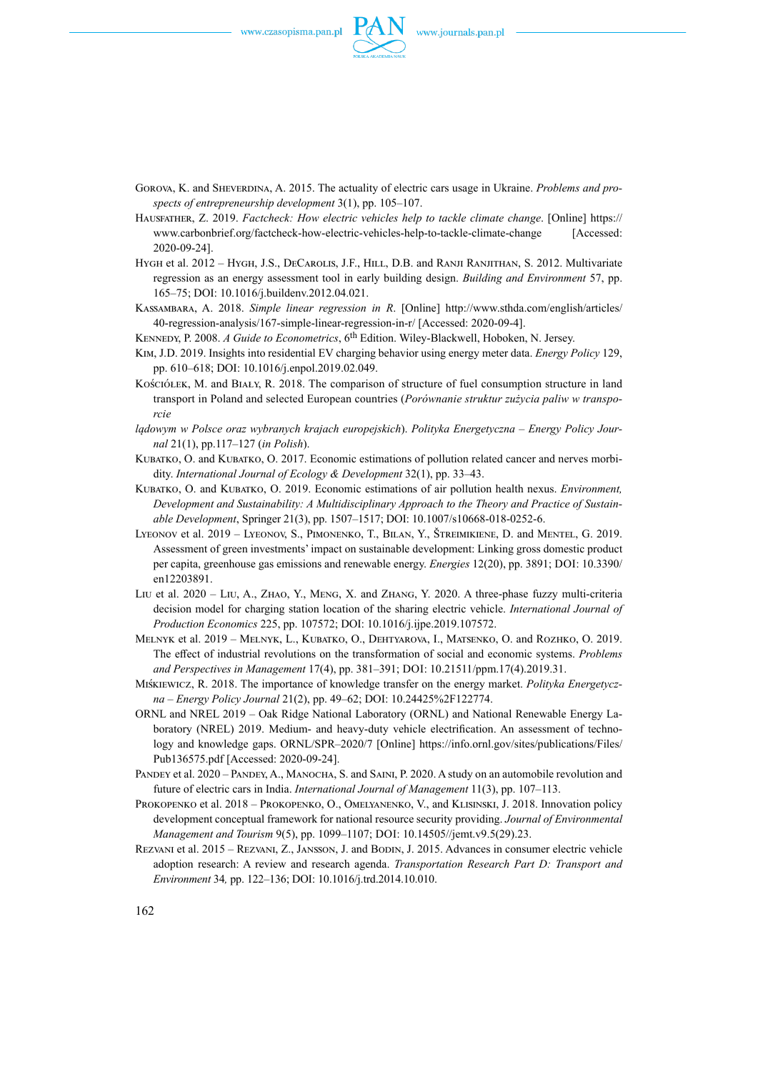Gorova, K. and Sheverdina, A. 2015. The actuality of electric cars usage in Ukraine. *Problems and prospects of entrepreneurship development* 3(1), pp. 105–107.

Hausfather, Z. 2019. *Factcheck: How electric vehicles help to tackle climate change*. [Online] https://www.carbonbrief.org/factcheck-how-electric-vehicles-help-to-tackle-climate-change [Accessed: 2020-09-24].

Hygh et al. 2012 – Hygh, J.S., DeCarolis, J.F., Hill, D.B. and Ranji Ranjithan, S. 2012. Multivariate regression as an energy assessment tool in early building design. *Building and Environment* 57, pp. 165–75; DOI: 10.1016/j.buildenv.2012.04.021.

Kassambara, A. 2018. *Simple linear regression in R*. [Online] http://www.sthda.com/english/articles/40-regression-analysis/167-simple-linear-regression-in-r/ [Accessed: 2020-09-4].

Kennedy, P. 2008. *A Guide to Econometrics*, 6th Edition. Wiley-Blackwell, Hoboken, N. Jersey.

Kim, J.D. 2019. Insights into residential EV charging behavior using energy meter data. *Energy Policy* 129, pp. 610–618; DOI: 10.1016/j.enpol.2019.02.049.

Kościółek, M. and Biały, R. 2018. The comparison of structure of fuel consumption structure in land transport in Poland and selected European countries (*Porównanie struktur zużycia paliw w transportcie lądowym w Polsce oraz wybranych krajach europejskich*). *Polityka Energetyczna – Energy Policy Journal* 21(1), pp.117–127 (*in Polish*).

Kubatko, O. and Kubatko, O. 2017. Economic estimations of pollution related cancer and nerves morbidity. *International Journal of Ecology & Development* 32(1), pp. 33–43.

Kubatko, O. and Kubatko, O. 2019. Economic estimations of air pollution health nexus. *Environment, Development and Sustainability: A Multidisciplinary Approach to the Theory and Practice of Sustainable Development*, Springer 21(3), pp. 1507–1517; DOI: 10.1007/s10668-018-0252-6.

Lyeonov et al. 2019 – Lyeonov, S., Pimonenko, T., Bilan, Y., Štreimikiene, D. and Mentel, G. 2019. Assessment of green investments' impact on sustainable development: Linking gross domestic product per capita, greenhouse gas emissions and renewable energy. *Energies* 12(20), pp. 3891; DOI: 10.3390/en12203891.

Liu et al. 2020 – Liu, A., Zhao, Y., Meng, X. and Zhang, Y. 2020. A three-phase fuzzy multi-criteria decision model for charging station location of the sharing electric vehicle. *International Journal of Production Economics* 225, pp. 107572; DOI: 10.1016/j.ijpe.2019.107572.

Melnyk et al. 2019 – Melnyk, L., Kubatko, O., Dehtyarova, I., Matsenko, O. and Rozhko, O. 2019. The effect of industrial revolutions on the transformation of social and economic systems. *Problems and Perspectives in Management* 17(4), pp. 381–391; DOI: 10.21511/ppm.17(4).2019.31.

Miśkiewicz, R. 2018. The importance of knowledge transfer on the energy market. *Polityka Energetyczna – Energy Policy Journal* 21(2), pp. 49–62; DOI: 10.24425%2F122774.

ORNL and NREL 2019 – Oak Ridge National Laboratory (ORNL) and National Renewable Energy Laboratory (NREL) 2019. Medium- and heavy-duty vehicle electrification. An assessment of technology and knowledge gaps. ORNL/SPR–2020/7 [Online] https://info.ornl.gov/sites/publications/Files/Pub136575.pdf [Accessed: 2020-09-24].

Pandey et al. 2020 – Pandey, A., Manocha, S. and Saini, P. 2020. A study on an automobile revolution and future of electric cars in India. *International Journal of Management* 11(3), pp. 107–113.

Prokopenko et al. 2018 – Prokopenko, O., Omelyanenko, V., and Klisinski, J. 2018. Innovation policy development conceptual framework for national resource security providing. *Journal of Environmental Management and Tourism* 9(5), pp. 1099–1107; DOI: 10.14505//jemt.v9.5(29).23.

Rezvani et al. 2015 – Rezvani, Z., Jansson, J. and Bodin, J. 2015. Advances in consumer electric vehicle adoption research: A review and research agenda. *Transportation Research Part D: Transport and Environment* 34, pp. 122–136; DOI: 10.1016/j.trd.2014.10.010.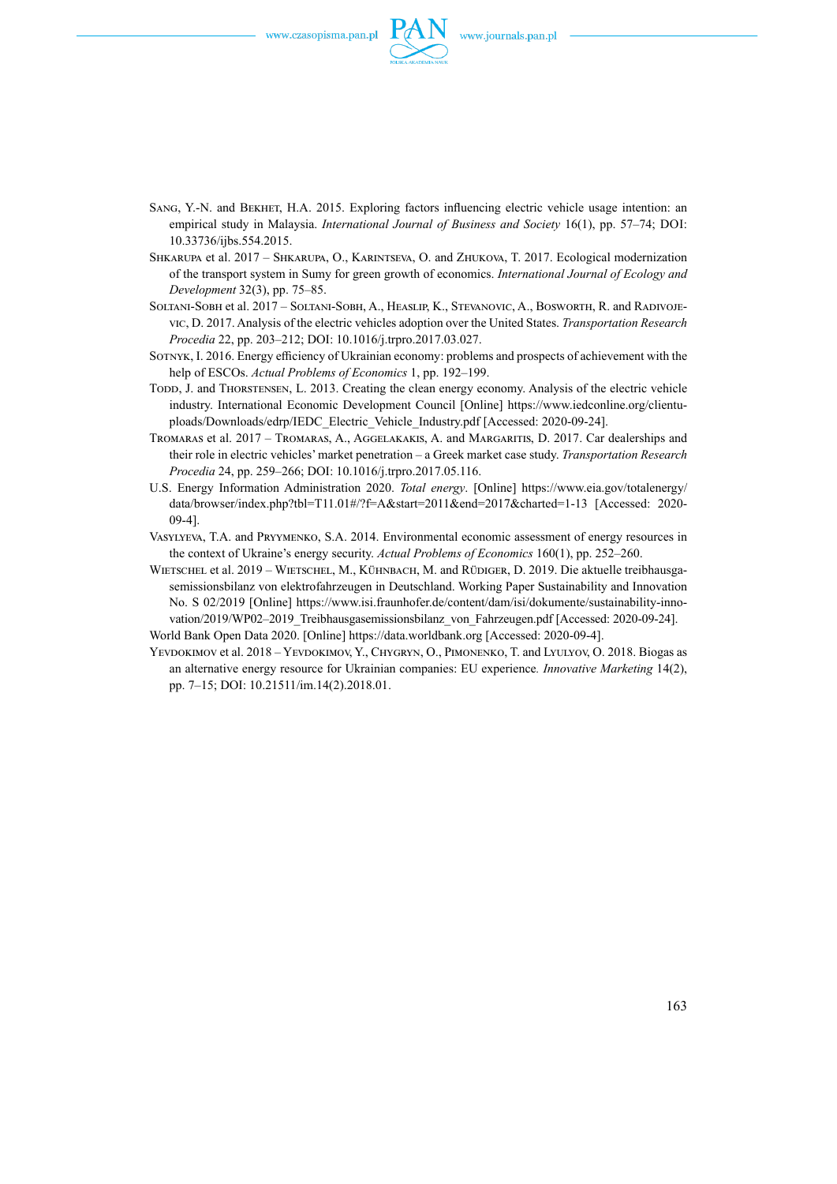Sang, Y.-N. and Bekhet, H.A. 2015. Exploring factors influencing electric vehicle usage intention: an empirical study in Malaysia. *International Journal of Business and Society* 16(1), pp. 57–74; DOI: 10.33736/ijbs.554.2015.

Shkarupa et al. 2017 – Shkarupa, O., Karintseva, O. and Zhukova, T. 2017. Ecological modernization of the transport system in Sumy for green growth of economics. *International Journal of Ecology and Development* 32(3), pp. 75–85.

Soltani-Sobh et al. 2017 – Soltani-Sobh, A., Heaslip, K., Stevanovic, A., Bosworth, R. and Radivojevic, D. 2017. Analysis of the electric vehicles adoption over the United States. *Transportation Research Procedia* 22, pp. 203–212; DOI: 10.1016/j.trpro.2017.03.027.

Sotnyk, I. 2016. Energy efficiency of Ukrainian economy: problems and prospects of achievement with the help of ESCOs. *Actual Problems of Economics* 1, pp. 192–199.

Todd, J. and Thorstensen, L. 2013. Creating the clean energy economy. Analysis of the electric vehicle industry. International Economic Development Council [Online] https://www.iedconline.org/clientuploads/Downloads/edrp/IEDC_Electric_Vehicle_Industry.pdf [Accessed: 2020-09-24].

Tromaras et al. 2017 – Tromaras, A., Aggelakakis, A. and Margaritis, D. 2017. Car dealerships and their role in electric vehicles' market penetration – a Greek market case study. *Transportation Research Procedia* 24, pp. 259–266; DOI: 10.1016/j.trpro.2017.05.116.

U.S. Energy Information Administration 2020. *Total energy*. [Online] https://www.eia.gov/totalenergy/data/browser/index.php?tbl=T11.01#/?f=A&start=2011&end=2017&charted=1-13 [Accessed: 2020-09-4].

Vasylyeva, T.A. and Pryymenko, S.A. 2014. Environmental economic assessment of energy resources in the context of Ukraine's energy security. *Actual Problems of Economics* 160(1), pp. 252–260.

Wietschel et al. 2019 – Wietschel, M., Kühnbach, M. and Rüdiger, D. 2019. Die aktuelle treibhausgasemissionsbilanz von elektrofahrzeugen in Deutschland. Working Paper Sustainability and Innovation No. S 02/2019 [Online] https://www.isi.fraunhofer.de/content/dam/isi/dokumente/sustainability-innovation/2019/WP02–2019_Treibhausgasemissionsbilanz_von_Fahrzeugen.pdf [Accessed: 2020-09-24].

World Bank Open Data 2020. [Online] https://data.worldbank.org [Accessed: 2020-09-4].

Yevdokimov et al. 2018 – Yevdokimov, Y., Chygryn, O., Pimonenko, T. and Lyulyov, O. 2018. Biogas as an alternative energy resource for Ukrainian companies: EU experience. *Innovative Marketing* 14(2), pp. 7–15; DOI: 10.21511/im.14(2).2018.01.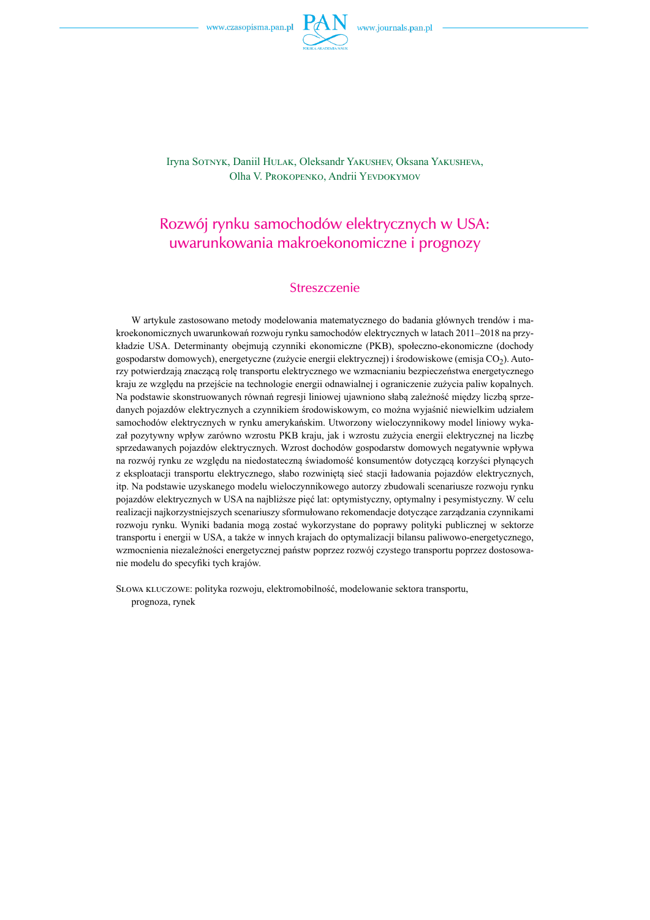Iryna Sotnyk, Daniil Hulak, Oleksandr Yakushev, Oksana Yakusheva,
Olha V. Prokopenko, Andrii Yevdokymov

# Rozwój rynku samochodów elektrycznych w USA: uwarunkowania makroekonomiczne i prognozy

## Streszczenie

W artykule zastosowano metody modelowania matematycznego do badania głównych trendów i makroekonomicznych uwarunkowań rozwoju rynku samochodów elektrycznych w latach 2011–2018 na przykładzie USA. Determinanty obejmują czynniki ekonomiczne (PKB), społeczno-ekonomiczne (dochody gospodarstw domowych), energetyczne (zużycie energii elektrycznej) i środowiskowe (emisja $CO_2$). Autorzy potwierdzają znaczącą rolę transportu elektrycznego we wzmacnianiu bezpieczeństwa energetycznego kraju ze względu na przejście na technologie energii odnawialnej i ograniczenie zużycia paliw kopalnych. Na podstawie skonstruowanych równań regresji liniowej ujawniono słabą zależność między liczbą sprzedanych pojazdów elektrycznych a czynnikiem środowiskowym, co można wyjaśnić niewielkim udziałem samochodów elektrycznych w rynku amerykańskim. Utworzony wieloczynnikowy model liniowy wykazał pozytywny wpływ zarówno wzrostu PKB kraju, jak i wzrostu zużycia energii elektrycznej na liczbę sprzedawanych pojazdów elektrycznych. Wzrost dochodów gospodarstw domowych negatywnie wpływa na rozwój rynku ze względu na niedostateczną świadomość konsumentów dotyczącą korzyści płynących z eksploatacji transportu elektrycznego, słabo rozwiniętą sieć stacji ładowania pojazdów elektrycznych, itp. Na podstawie uzyskanego modelu wieloczynnikowego autorzy zbudowali scenariusze rozwoju rynku pojazdów elektrycznych w USA na najbliższe pięć lat: optymistyczny, optymalny i pesymistyczny. W celu realizacji najkorzystniejszych scenariuszy sformułowano rekomendacje dotyczące zarządzania czynnikami rozwoju rynku. Wyniki badania mogą zostać wykorzystane do poprawy polityki publicznej w sektorze transportu i energii w USA, a także w innych krajach do optymalizacji bilansu paliwowo-energetycznego, wzmocnienia niezależności energetycznej państw poprzez rozwój czystego transportu poprzez dostosowanie modelu do specyfiki tych krajów.

Słowa kluczowe: polityka rozwoju, elektromobilność, modelowanie sektora transportu, prognoza, rynek